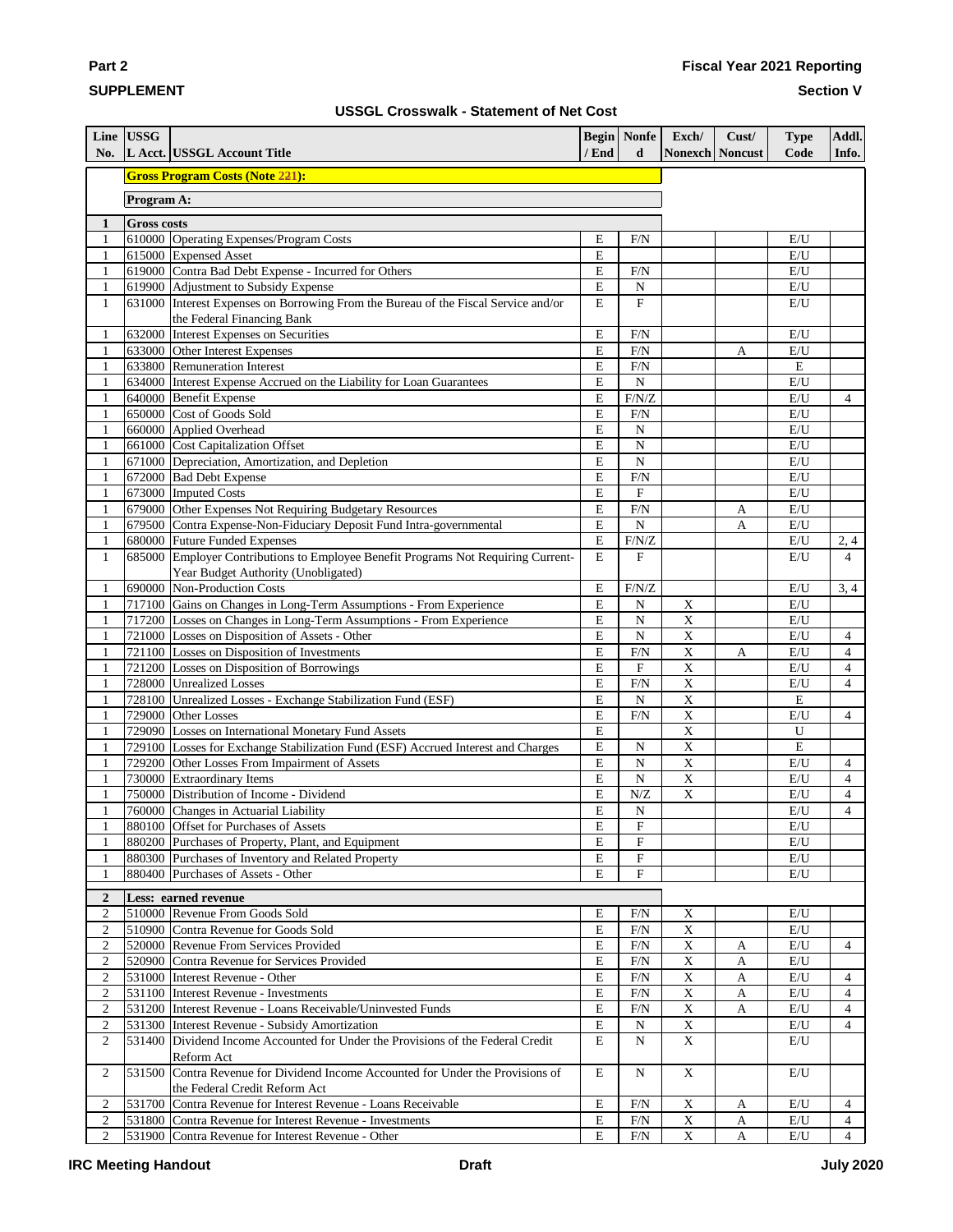**Part 2**

**SUPPLEMENT**

**Fiscal Year 2021 Reporting**

**Section V**

## USSGL Crosswalk - Statement of Net Cost

| Line No. | USSGL Acct. | USSGL Account Title | Begin / End | Nonfed | Exch/ Nonexch | Cust/ Noncust | Type Code | Addl. Info. |
|---|---|---|---|---|---|---|---|---|
| | **Gross Program Costs (Note 221):** | | | | | | | |
| | **Program A:** | | | | | | | |
| **1** | **Gross costs** | | | | | | | |
| 1 | 610000 | Operating Expenses/Program Costs | E | F/N | | | E/U | |
| 1 | 615000 | Expensed Asset | E | | | | E/U | |
| 1 | 619000 | Contra Bad Debt Expense - Incurred for Others | E | F/N | | | E/U | |
| 1 | 619900 | Adjustment to Subsidy Expense | E | N | | | E/U | |
| 1 | 631000 | Interest Expenses on Borrowing From the Bureau of the Fiscal Service and/or the Federal Financing Bank | E | F | | | E/U | |
| 1 | 632000 | Interest Expenses on Securities | E | F/N | | | E/U | |
| 1 | 633000 | Other Interest Expenses | E | F/N | | A | E/U | |
| 1 | 633800 | Remuneration Interest | E | F/N | | | E | |
| 1 | 634000 | Interest Expense Accrued on the Liability for Loan Guarantees | E | N | | | E/U | |
| 1 | 640000 | Benefit Expense | E | F/N/Z | | | E/U | 4 |
| 1 | 650000 | Cost of Goods Sold | E | F/N | | | E/U | |
| 1 | 660000 | Applied Overhead | E | N | | | E/U | |
| 1 | 661000 | Cost Capitalization Offset | E | N | | | E/U | |
| 1 | 671000 | Depreciation, Amortization, and Depletion | E | N | | | E/U | |
| 1 | 672000 | Bad Debt Expense | E | F/N | | | E/U | |
| 1 | 673000 | Imputed Costs | E | F | | | E/U | |
| 1 | 679000 | Other Expenses Not Requiring Budgetary Resources | E | F/N | | A | E/U | |
| 1 | 679500 | Contra Expense-Non-Fiduciary Deposit Fund Intra-governmental | E | N | | A | E/U | |
| 1 | 680000 | Future Funded Expenses | E | F/N/Z | | | E/U | 2, 4 |
| 1 | 685000 | Employer Contributions to Employee Benefit Programs Not Requiring Current-Year Budget Authority (Unobligated) | E | F | | | E/U | 4 |
| 1 | 690000 | Non-Production Costs | E | F/N/Z | | | E/U | 3, 4 |
| 1 | 717100 | Gains on Changes in Long-Term Assumptions - From Experience | E | N | X | | E/U | |
| 1 | 717200 | Losses on Changes in Long-Term Assumptions - From Experience | E | N | X | | E/U | |
| 1 | 721000 | Losses on Disposition of Assets - Other | E | N | X | | E/U | 4 |
| 1 | 721100 | Losses on Disposition of Investments | E | F/N | X | A | E/U | 4 |
| 1 | 721200 | Losses on Disposition of Borrowings | E | F | X | | E/U | 4 |
| 1 | 728000 | Unrealized Losses | E | F/N | X | | E/U | 4 |
| 1 | 728100 | Unrealized Losses - Exchange Stabilization Fund (ESF) | E | N | X | | E | |
| 1 | 729000 | Other Losses | E | F/N | X | | E/U | 4 |
| 1 | 729090 | Losses on International Monetary Fund Assets | E | | X | | U | |
| 1 | 729100 | Losses for Exchange Stabilization Fund (ESF) Accrued Interest and Charges | E | N | X | | E | |
| 1 | 729200 | Other Losses From Impairment of Assets | E | N | X | | E/U | 4 |
| 1 | 730000 | Extraordinary Items | E | N | X | | E/U | 4 |
| 1 | 750000 | Distribution of Income - Dividend | E | N/Z | X | | E/U | 4 |
| 1 | 760000 | Changes in Actuarial Liability | E | N | | | E/U | 4 |
| 1 | 880100 | Offset for Purchases of Assets | E | F | | | E/U | |
| 1 | 880200 | Purchases of Property, Plant, and Equipment | E | F | | | E/U | |
| 1 | 880300 | Purchases of Inventory and Related Property | E | F | | | E/U | |
| 1 | 880400 | Purchases of Assets - Other | E | F | | | E/U | |
| **2** | **Less: earned revenue** | | | | | | | |
| 2 | 510000 | Revenue From Goods Sold | E | F/N | X | | E/U | |
| 2 | 510900 | Contra Revenue for Goods Sold | E | F/N | X | | E/U | |
| 2 | 520000 | Revenue From Services Provided | E | F/N | X | A | E/U | 4 |
| 2 | 520900 | Contra Revenue for Services Provided | E | F/N | X | A | E/U | |
| 2 | 531000 | Interest Revenue - Other | E | F/N | X | A | E/U | 4 |
| 2 | 531100 | Interest Revenue - Investments | E | F/N | X | A | E/U | 4 |
| 2 | 531200 | Interest Revenue - Loans Receivable/Uninvested Funds | E | F/N | X | A | E/U | 4 |
| 2 | 531300 | Interest Revenue - Subsidy Amortization | E | N | X | | E/U | 4 |
| 2 | 531400 | Dividend Income Accounted for Under the Provisions of the Federal Credit Reform Act | E | N | X | | E/U | |
| 2 | 531500 | Contra Revenue for Dividend Income Accounted for Under the Provisions of the Federal Credit Reform Act | E | N | X | | E/U | |
| 2 | 531700 | Contra Revenue for Interest Revenue - Loans Receivable | E | F/N | X | A | E/U | 4 |
| 2 | 531800 | Contra Revenue for Interest Revenue - Investments | E | F/N | X | A | E/U | 4 |
| 2 | 531900 | Contra Revenue for Interest Revenue - Other | E | F/N | X | A | E/U | 4 |

**IRC Meeting Handout** | **Draft** | **July 2020**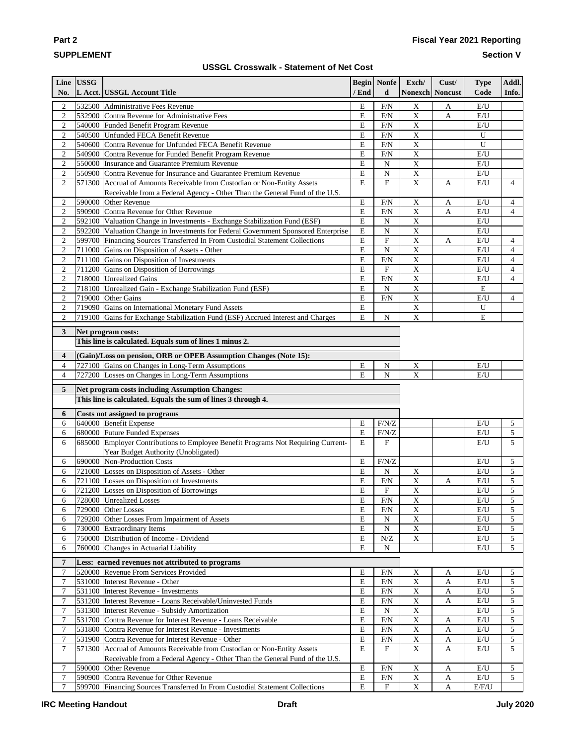**Part 2**

**SUPPLEMENT**

**Fiscal Year 2021 Reporting**

**Section V**

**USSGL Crosswalk - Statement of Net Cost**

| Line No. | USSGL Acct. | USSGL Account Title | Begin / End | Nonfed | Exch/ Nonexch | Cust/ Noncust | Type Code | Addl. Info. |
|---|---|---|---|---|---|---|---|---|
| 2 | 532500 | Administrative Fees Revenue | E | F/N | X | A | E/U | |
| 2 | 532900 | Contra Revenue for Administrative Fees | E | F/N | X | A | E/U | |
| 2 | 540000 | Funded Benefit Program Revenue | E | F/N | X | | E/U | |
| 2 | 540500 | Unfunded FECA Benefit Revenue | E | F/N | X | | U | |
| 2 | 540600 | Contra Revenue for Unfunded FECA Benefit Revenue | E | F/N | X | | U | |
| 2 | 540900 | Contra Revenue for Funded Benefit Program Revenue | E | F/N | X | | E/U | |
| 2 | 550000 | Insurance and Guarantee Premium Revenue | E | N | X | | E/U | |
| 2 | 550900 | Contra Revenue for Insurance and Guarantee Premium Revenue | E | N | X | | E/U | |
| 2 | 571300 | Accrual of Amounts Receivable from Custodian or Non-Entity Assets Receivable from a Federal Agency - Other Than the General Fund of the U.S. | E | F | X | A | E/U | 4 |
| 2 | 590000 | Other Revenue | E | F/N | X | A | E/U | 4 |
| 2 | 590900 | Contra Revenue for Other Revenue | E | F/N | X | A | E/U | 4 |
| 2 | 592100 | Valuation Change in Investments - Exchange Stabilization Fund (ESF) | E | N | X | | E/U | |
| 2 | 592200 | Valuation Change in Investments for Federal Government Sponsored Enterprise | E | N | X | | E/U | |
| 2 | 599700 | Financing Sources Transferred In From Custodial Statement Collections | E | F | X | A | E/U | 4 |
| 2 | 711000 | Gains on Disposition of Assets - Other | E | N | X | | E/U | 4 |
| 2 | 711100 | Gains on Disposition of Investments | E | F/N | X | | E/U | 4 |
| 2 | 711200 | Gains on Disposition of Borrowings | E | F | X | | E/U | 4 |
| 2 | 718000 | Unrealized Gains | E | F/N | X | | E/U | 4 |
| 2 | 718100 | Unrealized Gain - Exchange Stabilization Fund (ESF) | E | N | X | | E | |
| 2 | 719000 | Other Gains | E | F/N | X | | E/U | 4 |
| 2 | 719090 | Gains on International Monetary Fund Assets | E | | X | | U | |
| 2 | 719100 | Gains for Exchange Stabilization Fund (ESF) Accrued Interest and Charges | E | N | X | | E | |
| **3** | | **Net program costs: This line is calculated. Equals sum of lines 1 minus 2.** | | | | | | |
| **4** | | **(Gain)/Loss on pension, ORB or OPEB Assumption Changes (Note 15):** | | | | | | |
| 4 | 727100 | Gains on Changes in Long-Term Assumptions | E | N | X | | E/U | |
| 4 | 727200 | Losses on Changes in Long-Term Assumptions | E | N | X | | E/U | |
| **5** | | **Net program costs including Assumption Changes: This line is calculated. Equals the sum of lines 3 through 4.** | | | | | | |
| **6** | | **Costs not assigned to programs** | | | | | | |
| 6 | 640000 | Benefit Expense | E | F/N/Z | | | E/U | 5 |
| 6 | 680000 | Future Funded Expenses | E | F/N/Z | | | E/U | 5 |
| 6 | 685000 | Employer Contributions to Employee Benefit Programs Not Requiring Current-Year Budget Authority (Unobligated) | E | F | | | E/U | 5 |
| 6 | 690000 | Non-Production Costs | E | F/N/Z | | | E/U | 5 |
| 6 | 721000 | Losses on Disposition of Assets - Other | E | N | X | | E/U | 5 |
| 6 | 721100 | Losses on Disposition of Investments | E | F/N | X | A | E/U | 5 |
| 6 | 721200 | Losses on Disposition of Borrowings | E | F | X | | E/U | 5 |
| 6 | 728000 | Unrealized Losses | E | F/N | X | | E/U | 5 |
| 6 | 729000 | Other Losses | E | F/N | X | | E/U | 5 |
| 6 | 729200 | Other Losses From Impairment of Assets | E | N | X | | E/U | 5 |
| 6 | 730000 | Extraordinary Items | E | N | X | | E/U | 5 |
| 6 | 750000 | Distribution of Income - Dividend | E | N/Z | X | | E/U | 5 |
| 6 | 760000 | Changes in Actuarial Liability | E | N | | | E/U | 5 |
| **7** | | **Less: earned revenues not attributed to programs** | | | | | | |
| 7 | 520000 | Revenue From Services Provided | E | F/N | X | A | E/U | 5 |
| 7 | 531000 | Interest Revenue - Other | E | F/N | X | A | E/U | 5 |
| 7 | 531100 | Interest Revenue - Investments | E | F/N | X | A | E/U | 5 |
| 7 | 531200 | Interest Revenue - Loans Receivable/Uninvested Funds | E | F/N | X | A | E/U | 5 |
| 7 | 531300 | Interest Revenue - Subsidy Amortization | E | N | X | | E/U | 5 |
| 7 | 531700 | Contra Revenue for Interest Revenue - Loans Receivable | E | F/N | X | A | E/U | 5 |
| 7 | 531800 | Contra Revenue for Interest Revenue - Investments | E | F/N | X | A | E/U | 5 |
| 7 | 531900 | Contra Revenue for Interest Revenue - Other | E | F/N | X | A | E/U | 5 |
| 7 | 571300 | Accrual of Amounts Receivable from Custodian or Non-Entity Assets Receivable from a Federal Agency - Other Than the General Fund of the U.S. | E | F | X | A | E/U | 5 |
| 7 | 590000 | Other Revenue | E | F/N | X | A | E/U | 5 |
| 7 | 590900 | Contra Revenue for Other Revenue | E | F/N | X | A | E/U | 5 |
| 7 | 599700 | Financing Sources Transferred In From Custodial Statement Collections | E | F | X | A | E/F/U | |

**IRC Meeting Handout** — **Draft** — **July 2020**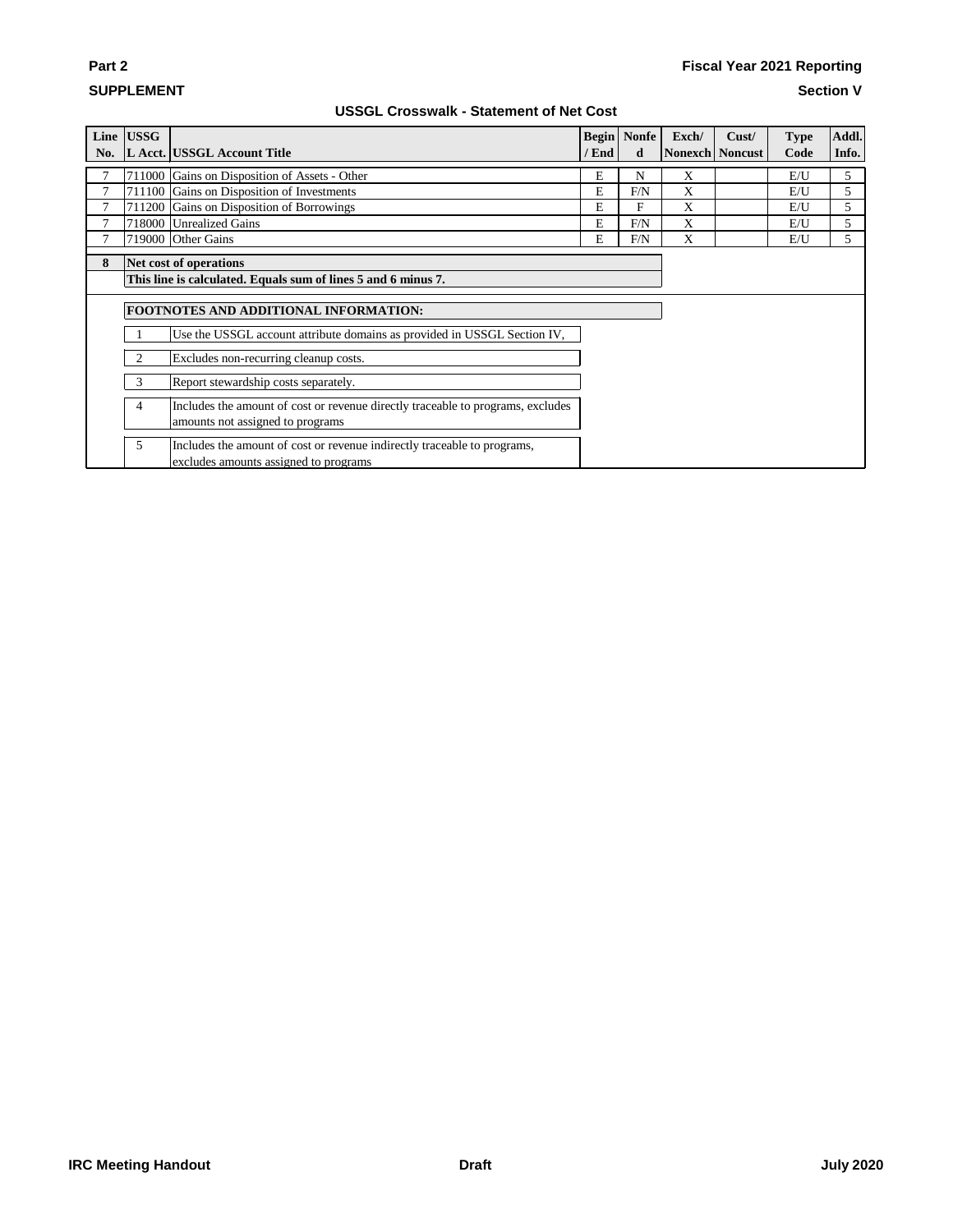**Part 2**

**SUPPLEMENT**

**Fiscal Year 2021 Reporting**

**Section V**

### USSGL Crosswalk - Statement of Net Cost

| Line No. | USSGL Acct. | USSGL Account Title | Begin / End | Nonfed | Exch/ Nonexch | Cust/ Noncust | Type Code | Addl. Info. |
|---|---|---|---|---|---|---|---|---|
| 7 | 711000 | Gains on Disposition of Assets - Other | E | N | X | | E/U | 5 |
| 7 | 711100 | Gains on Disposition of Investments | E | F/N | X | | E/U | 5 |
| 7 | 711200 | Gains on Disposition of Borrowings | E | F | X | | E/U | 5 |
| 7 | 718000 | Unrealized Gains | E | F/N | X | | E/U | 5 |
| 7 | 719000 | Other Gains | E | F/N | X | | E/U | 5 |
| **8** | **Net cost of operations** | | | | | | | |
| | **This line is calculated. Equals sum of lines 5 and 6 minus 7.** | | | | | | | |

**FOOTNOTES AND ADDITIONAL INFORMATION:**

| | |
|---|---|
| 1 | Use the USSGL account attribute domains as provided in USSGL Section IV, |
| 2 | Excludes non-recurring cleanup costs. |
| 3 | Report stewardship costs separately. |
| 4 | Includes the amount of cost or revenue directly traceable to programs, excludes amounts not assigned to programs |
| 5 | Includes the amount of cost or revenue indirectly traceable to programs, excludes amounts assigned to programs |

**IRC Meeting Handout** **Draft** **July 2020**